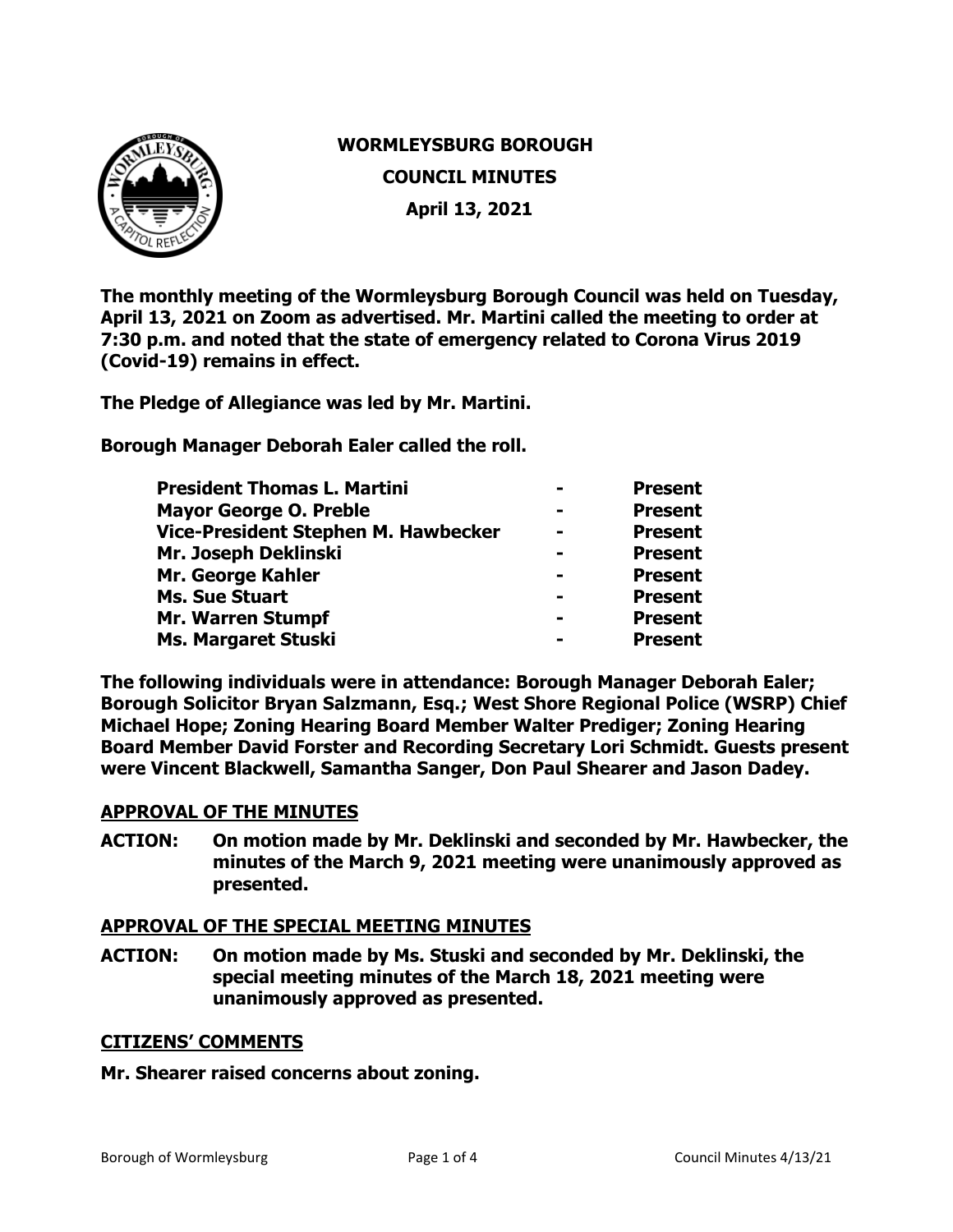# WORMLEYSBURG BOROUGH
## COUNCIL MINUTES
### April 13, 2021

**The monthly meeting of the Wormleysburg Borough Council was held on Tuesday, April 13, 2021 on Zoom as advertised. Mr. Martini called the meeting to order at 7:30 p.m. and noted that the state of emergency related to Corona Virus 2019 (Covid-19) remains in effect.**

**The Pledge of Allegiance was led by Mr. Martini.**

**Borough Manager Deborah Ealer called the roll.**

| | | |
|---|---|---|
| **President Thomas L. Martini** | **-** | **Present** |
| **Mayor George O. Preble** | **-** | **Present** |
| **Vice-President Stephen M. Hawbecker** | **-** | **Present** |
| **Mr. Joseph Deklinski** | **-** | **Present** |
| **Mr. George Kahler** | **-** | **Present** |
| **Ms. Sue Stuart** | **-** | **Present** |
| **Mr. Warren Stumpf** | **-** | **Present** |
| **Ms. Margaret Stuski** | **-** | **Present** |

**The following individuals were in attendance: Borough Manager Deborah Ealer; Borough Solicitor Bryan Salzmann, Esq.; West Shore Regional Police (WSRP) Chief Michael Hope; Zoning Hearing Board Member Walter Prediger; Zoning Hearing Board Member David Forster and Recording Secretary Lori Schmidt. Guests present were Vincent Blackwell, Samantha Sanger, Don Paul Shearer and Jason Dadey.**

## APPROVAL OF THE MINUTES

**ACTION: On motion made by Mr. Deklinski and seconded by Mr. Hawbecker, the minutes of the March 9, 2021 meeting were unanimously approved as presented.**

## APPROVAL OF THE SPECIAL MEETING MINUTES

**ACTION: On motion made by Ms. Stuski and seconded by Mr. Deklinski, the special meeting minutes of the March 18, 2021 meeting were unanimously approved as presented.**

## CITIZENS' COMMENTS

**Mr. Shearer raised concerns about zoning.**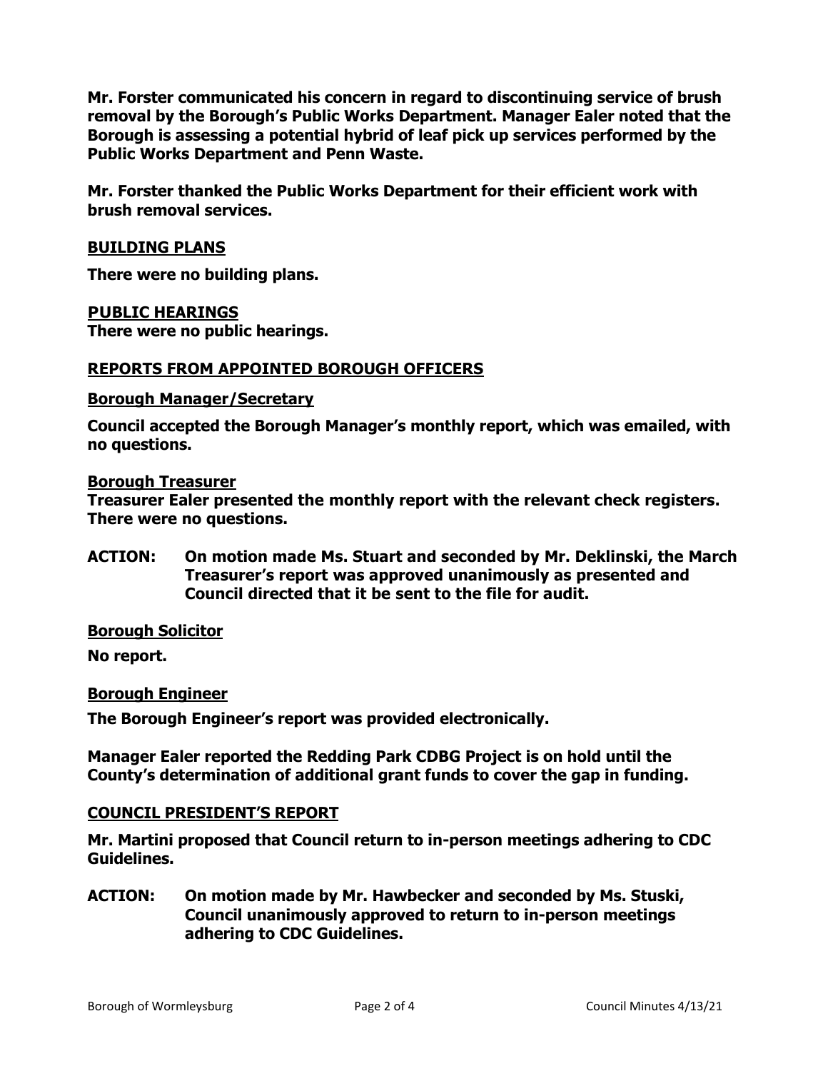**Mr. Forster communicated his concern in regard to discontinuing service of brush removal by the Borough's Public Works Department. Manager Ealer noted that the Borough is assessing a potential hybrid of leaf pick up services performed by the Public Works Department and Penn Waste.**

**Mr. Forster thanked the Public Works Department for their efficient work with brush removal services.**

## BUILDING PLANS

**There were no building plans.**

## PUBLIC HEARINGS

**There were no public hearings.**

## REPORTS FROM APPOINTED BOROUGH OFFICERS

### Borough Manager/Secretary

**Council accepted the Borough Manager's monthly report, which was emailed, with no questions.**

### Borough Treasurer

**Treasurer Ealer presented the monthly report with the relevant check registers. There were no questions.**

**ACTION: On motion made Ms. Stuart and seconded by Mr. Deklinski, the March Treasurer's report was approved unanimously as presented and Council directed that it be sent to the file for audit.**

### Borough Solicitor

**No report.**

### Borough Engineer

**The Borough Engineer's report was provided electronically.**

**Manager Ealer reported the Redding Park CDBG Project is on hold until the County's determination of additional grant funds to cover the gap in funding.**

## COUNCIL PRESIDENT'S REPORT

**Mr. Martini proposed that Council return to in-person meetings adhering to CDC Guidelines.**

**ACTION: On motion made by Mr. Hawbecker and seconded by Ms. Stuski, Council unanimously approved to return to in-person meetings adhering to CDC Guidelines.**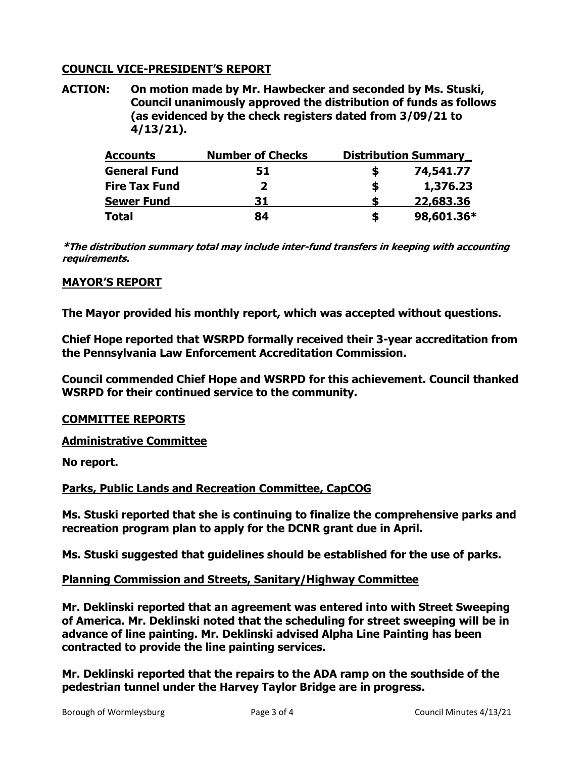## COUNCIL VICE-PRESIDENT'S REPORT

**ACTION: On motion made by Mr. Hawbecker and seconded by Ms. Stuski, Council unanimously approved the distribution of funds as follows (as evidenced by the check registers dated from 3/09/21 to 4/13/21).**

| Accounts | Number of Checks | Distribution Summary |
|---|---|---|
| **General Fund** | **51** | **$ 74,541.77** |
| **Fire Tax Fund** | **2** | **$ 1,376.23** |
| **Sewer Fund** | **31** | **$ 22,683.36** |
| **Total** | **84** | **$ 98,601.36*** |

***The distribution summary total may include inter-fund transfers in keeping with accounting requirements.***

## MAYOR'S REPORT

**The Mayor provided his monthly report, which was accepted without questions.**

**Chief Hope reported that WSRPD formally received their 3-year accreditation from the Pennsylvania Law Enforcement Accreditation Commission.**

**Council commended Chief Hope and WSRPD for this achievement. Council thanked WSRPD for their continued service to the community.**

## COMMITTEE REPORTS

### Administrative Committee

**No report.**

### Parks, Public Lands and Recreation Committee, CapCOG

**Ms. Stuski reported that she is continuing to finalize the comprehensive parks and recreation program plan to apply for the DCNR grant due in April.**

**Ms. Stuski suggested that guidelines should be established for the use of parks.**

### Planning Commission and Streets, Sanitary/Highway Committee

**Mr. Deklinski reported that an agreement was entered into with Street Sweeping of America. Mr. Deklinski noted that the scheduling for street sweeping will be in advance of line painting. Mr. Deklinski advised Alpha Line Painting has been contracted to provide the line painting services.**

**Mr. Deklinski reported that the repairs to the ADA ramp on the southside of the pedestrian tunnel under the Harvey Taylor Bridge are in progress.**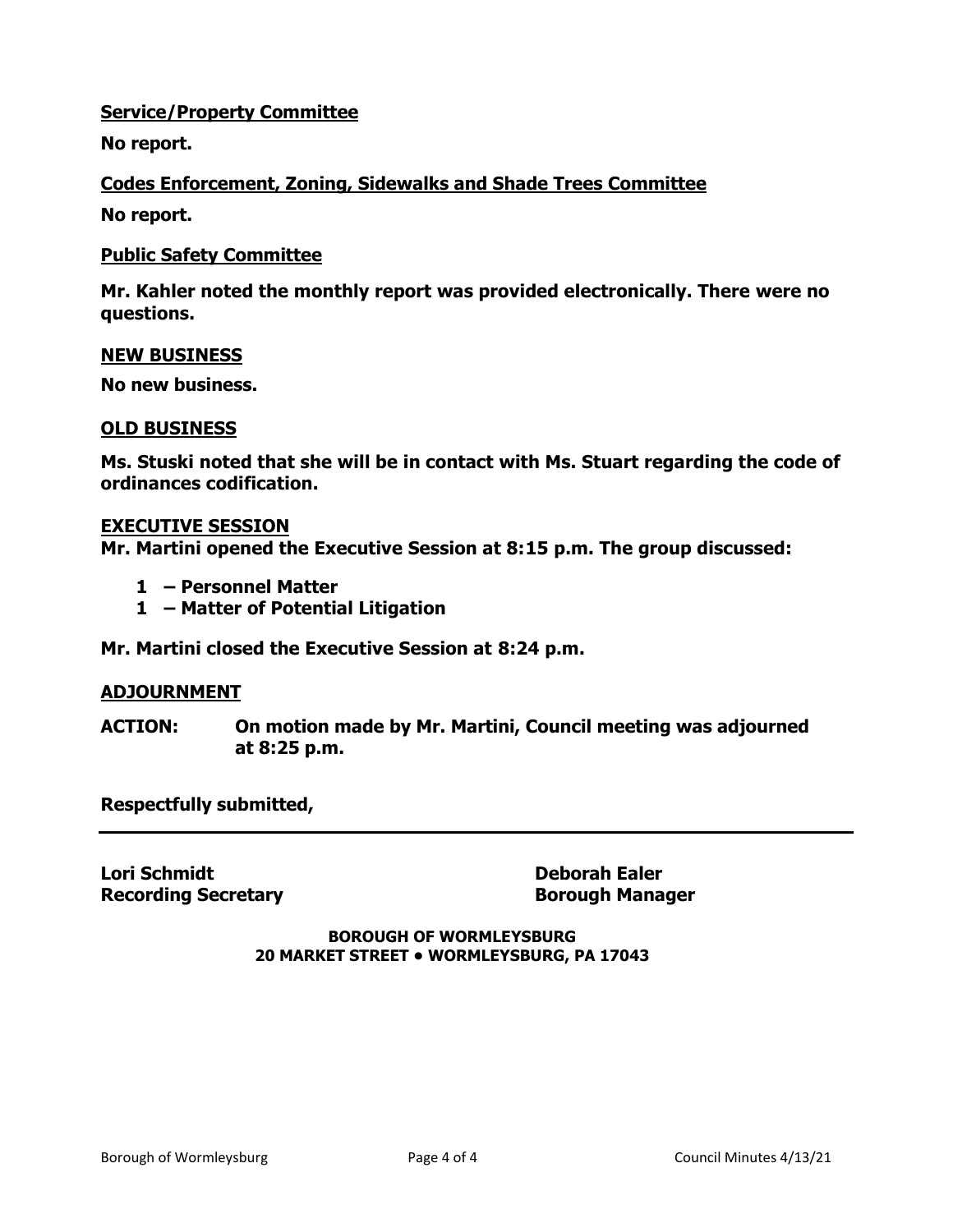**Service/Property Committee**

**No report.**

**Codes Enforcement, Zoning, Sidewalks and Shade Trees Committee**

**No report.**

**Public Safety Committee**

**Mr. Kahler noted the monthly report was provided electronically. There were no questions.**

**NEW BUSINESS**

**No new business.**

**OLD BUSINESS**

**Ms. Stuski noted that she will be in contact with Ms. Stuart regarding the code of ordinances codification.**

**EXECUTIVE SESSION**

**Mr. Martini opened the Executive Session at 8:15 p.m. The group discussed:**

- **1 – Personnel Matter**
- **1 – Matter of Potential Litigation**

**Mr. Martini closed the Executive Session at 8:24 p.m.**

**ADJOURNMENT**

**ACTION: On motion made by Mr. Martini, Council meeting was adjourned at 8:25 p.m.**

**Respectfully submitted,**

---

**Lori Schmidt**
**Recording Secretary**

**Deborah Ealer**
**Borough Manager**

**BOROUGH OF WORMLEYSBURG**
**20 MARKET STREET • WORMLEYSBURG, PA 17043**